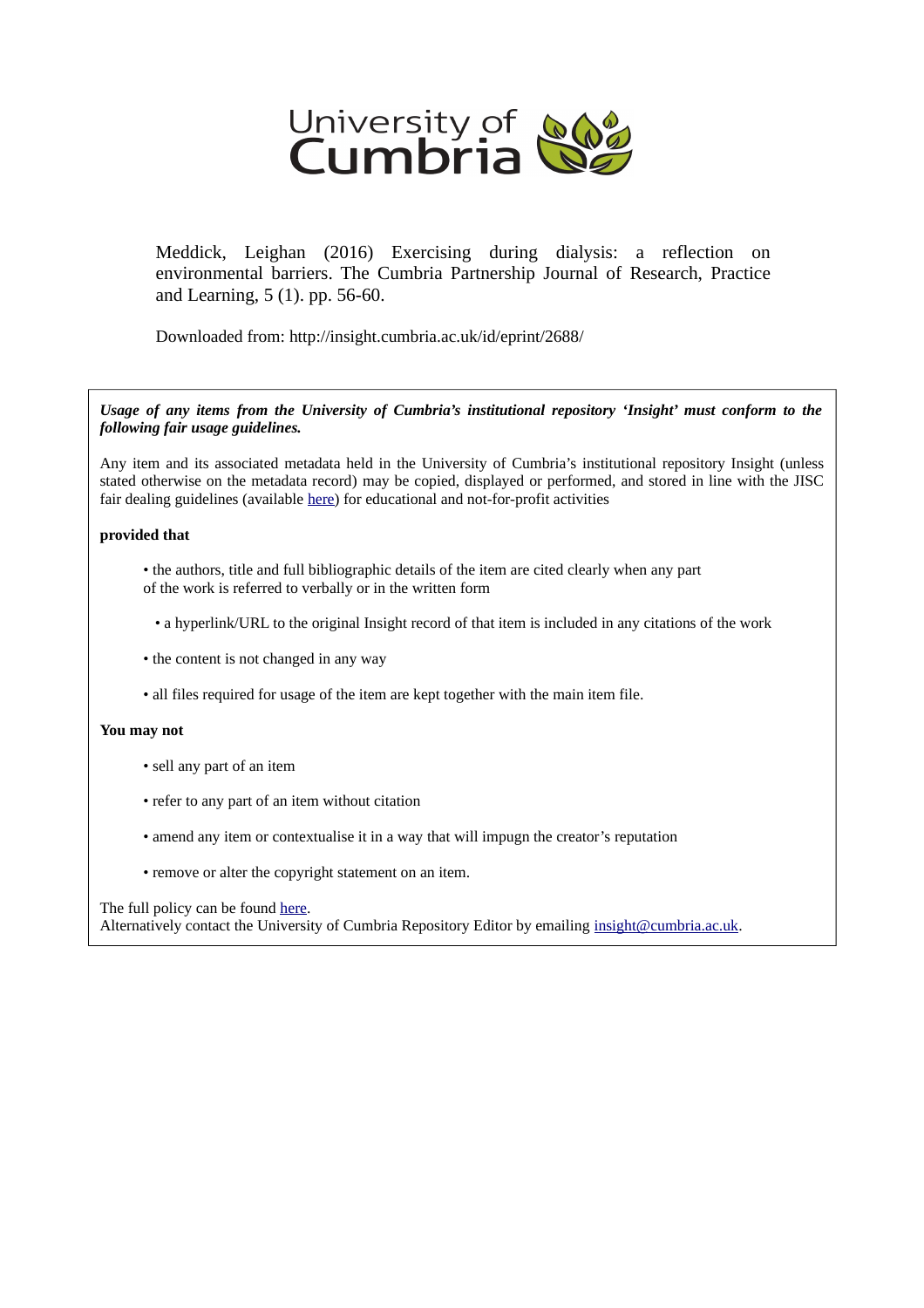Meddick, Leighan (2016) Exercising during dialysis: a reflection on environmental barriers. The Cumbria Partnership Journal of Research, Practice and Learning, 5 (1). pp. 56-60.

Downloaded from: http://insight.cumbria.ac.uk/id/eprint/2688/

***Usage of any items from the University of Cumbria's institutional repository 'Insight' must conform to the following fair usage guidelines.***

Any item and its associated metadata held in the University of Cumbria's institutional repository Insight (unless stated otherwise on the metadata record) may be copied, displayed or performed, and stored in line with the JISC fair dealing guidelines (available here) for educational and not-for-profit activities

**provided that**

- the authors, title and full bibliographic details of the item are cited clearly when any part of the work is referred to verbally or in the written form
- a hyperlink/URL to the original Insight record of that item is included in any citations of the work
- the content is not changed in any way
- all files required for usage of the item are kept together with the main item file.

**You may not**

- sell any part of an item
- refer to any part of an item without citation
- amend any item or contextualise it in a way that will impugn the creator's reputation
- remove or alter the copyright statement on an item.

The full policy can be found here.
Alternatively contact the University of Cumbria Repository Editor by emailing insight@cumbria.ac.uk.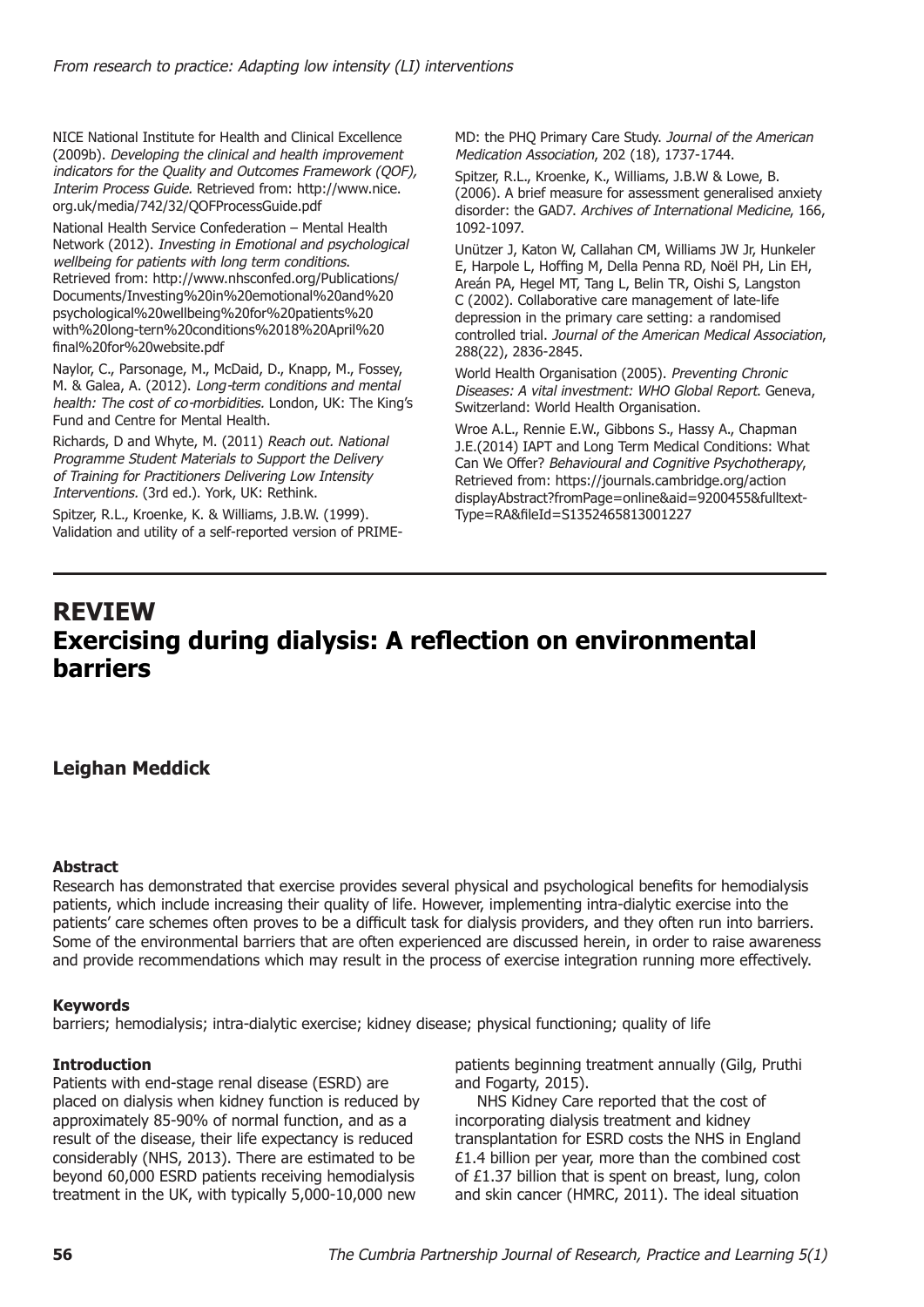NICE National Institute for Health and Clinical Excellence (2009b). *Developing the clinical and health improvement indicators for the Quality and Outcomes Framework (QOF), Interim Process Guide.* Retrieved from: http://www.nice.org.uk/media/742/32/QOFProcessGuide.pdf

National Health Service Confederation – Mental Health Network (2012). *Investing in Emotional and psychological wellbeing for patients with long term conditions.* Retrieved from: http://www.nhsconfed.org/Publications/Documents/Investing%20in%20emotional%20and%20psychological%20wellbeing%20for%20patients%20with%20long-tern%20conditions%2018%20April%20final%20for%20website.pdf

Naylor, C., Parsonage, M., McDaid, D., Knapp, M., Fossey, M. & Galea, A. (2012). *Long-term conditions and mental health: The cost of co-morbidities.* London, UK: The King's Fund and Centre for Mental Health.

Richards, D and Whyte, M. (2011) *Reach out. National Programme Student Materials to Support the Delivery of Training for Practitioners Delivering Low Intensity Interventions.* (3rd ed.). York, UK: Rethink.

Spitzer, R.L., Kroenke, K. & Williams, J.B.W. (1999). Validation and utility of a self-reported version of PRIME-MD: the PHQ Primary Care Study. *Journal of the American Medication Association*, 202 (18), 1737-1744.

Spitzer, R.L., Kroenke, K., Williams, J.B.W & Lowe, B. (2006). A brief measure for assessment generalised anxiety disorder: the GAD7. *Archives of International Medicine*, 166, 1092-1097.

Unützer J, Katon W, Callahan CM, Williams JW Jr, Hunkeler E, Harpole L, Hoffing M, Della Penna RD, Noël PH, Lin EH, Areán PA, Hegel MT, Tang L, Belin TR, Oishi S, Langston C (2002). Collaborative care management of late-life depression in the primary care setting: a randomised controlled trial. *Journal of the American Medical Association*, 288(22), 2836-2845.

World Health Organisation (2005). *Preventing Chronic Diseases: A vital investment: WHO Global Report.* Geneva, Switzerland: World Health Organisation.

Wroe A.L., Rennie E.W., Gibbons S., Hassy A., Chapman J.E.(2014) IAPT and Long Term Medical Conditions: What Can We Offer? *Behavioural and Cognitive Psychotherapy*, Retrieved from: https://journals.cambridge.org/action displayAbstract?fromPage=online&aid=9200455&fulltext-Type=RA&fileId=S1352465813001227

# REVIEW
# Exercising during dialysis: A reflection on environmental barriers

**Leighan Meddick**

### Abstract

Research has demonstrated that exercise provides several physical and psychological benefits for hemodialysis patients, which include increasing their quality of life. However, implementing intra-dialytic exercise into the patients' care schemes often proves to be a difficult task for dialysis providers, and they often run into barriers. Some of the environmental barriers that are often experienced are discussed herein, in order to raise awareness and provide recommendations which may result in the process of exercise integration running more effectively.

### Keywords

barriers; hemodialysis; intra-dialytic exercise; kidney disease; physical functioning; quality of life

### Introduction

Patients with end-stage renal disease (ESRD) are placed on dialysis when kidney function is reduced by approximately 85-90% of normal function, and as a result of the disease, their life expectancy is reduced considerably (NHS, 2013). There are estimated to be beyond 60,000 ESRD patients receiving hemodialysis treatment in the UK, with typically 5,000-10,000 new patients beginning treatment annually (Gilg, Pruthi and Fogarty, 2015).

NHS Kidney Care reported that the cost of incorporating dialysis treatment and kidney transplantation for ESRD costs the NHS in England £1.4 billion per year, more than the combined cost of £1.37 billion that is spent on breast, lung, colon and skin cancer (HMRC, 2011). The ideal situation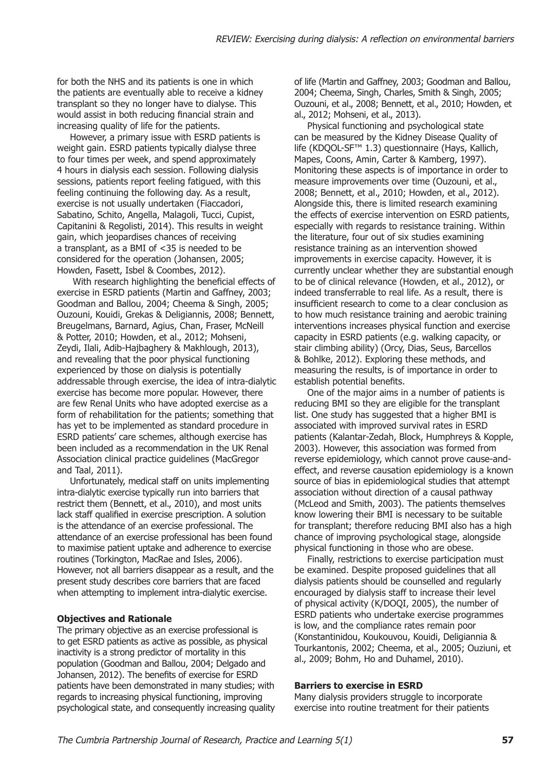for both the NHS and its patients is one in which the patients are eventually able to receive a kidney transplant so they no longer have to dialyse. This would assist in both reducing financial strain and increasing quality of life for the patients.

However, a primary issue with ESRD patients is weight gain. ESRD patients typically dialyse three to four times per week, and spend approximately 4 hours in dialysis each session. Following dialysis sessions, patients report feeling fatigued, with this feeling continuing the following day. As a result, exercise is not usually undertaken (Fiaccadori, Sabatino, Schito, Angella, Malagoli, Tucci, Cupist, Capitanini & Regolisti, 2014). This results in weight gain, which jeopardises chances of receiving a transplant, as a BMI of <35 is needed to be considered for the operation (Johansen, 2005; Howden, Fasett, Isbel & Coombes, 2012).

With research highlighting the beneficial effects of exercise in ESRD patients (Martin and Gaffney, 2003; Goodman and Ballou, 2004; Cheema & Singh, 2005; Ouzouni, Kouidi, Grekas & Deligiannis, 2008; Bennett, Breugelmans, Barnard, Agius, Chan, Fraser, McNeill & Potter, 2010; Howden, et al., 2012; Mohseni, Zeydi, Ilali, Adib-Hajbaghery & Makhlough, 2013), and revealing that the poor physical functioning experienced by those on dialysis is potentially addressable through exercise, the idea of intra-dialytic exercise has become more popular. However, there are few Renal Units who have adopted exercise as a form of rehabilitation for the patients; something that has yet to be implemented as standard procedure in ESRD patients' care schemes, although exercise has been included as a recommendation in the UK Renal Association clinical practice guidelines (MacGregor and Taal, 2011).

Unfortunately, medical staff on units implementing intra-dialytic exercise typically run into barriers that restrict them (Bennett, et al., 2010), and most units lack staff qualified in exercise prescription. A solution is the attendance of an exercise professional. The attendance of an exercise professional has been found to maximise patient uptake and adherence to exercise routines (Torkington, MacRae and Isles, 2006). However, not all barriers disappear as a result, and the present study describes core barriers that are faced when attempting to implement intra-dialytic exercise.

**Objectives and Rationale**

The primary objective as an exercise professional is to get ESRD patients as active as possible, as physical inactivity is a strong predictor of mortality in this population (Goodman and Ballou, 2004; Delgado and Johansen, 2012). The benefits of exercise for ESRD patients have been demonstrated in many studies; with regards to increasing physical functioning, improving psychological state, and consequently increasing quality of life (Martin and Gaffney, 2003; Goodman and Ballou, 2004; Cheema, Singh, Charles, Smith & Singh, 2005; Ouzouni, et al., 2008; Bennett, et al., 2010; Howden, et al., 2012; Mohseni, et al., 2013).

Physical functioning and psychological state can be measured by the Kidney Disease Quality of life (KDQOL-SF™ 1.3) questionnaire (Hays, Kallich, Mapes, Coons, Amin, Carter & Kamberg, 1997). Monitoring these aspects is of importance in order to measure improvements over time (Ouzouni, et al., 2008; Bennett, et al., 2010; Howden, et al., 2012). Alongside this, there is limited research examining the effects of exercise intervention on ESRD patients, especially with regards to resistance training. Within the literature, four out of six studies examining resistance training as an intervention showed improvements in exercise capacity. However, it is currently unclear whether they are substantial enough to be of clinical relevance (Howden, et al., 2012), or indeed transferrable to real life. As a result, there is insufficient research to come to a clear conclusion as to how much resistance training and aerobic training interventions increases physical function and exercise capacity in ESRD patients (e.g. walking capacity, or stair climbing ability) (Orcy, Dias, Seus, Barcellos & Bohlke, 2012). Exploring these methods, and measuring the results, is of importance in order to establish potential benefits.

One of the major aims in a number of patients is reducing BMI so they are eligible for the transplant list. One study has suggested that a higher BMI is associated with improved survival rates in ESRD patients (Kalantar-Zedah, Block, Humphreys & Kopple, 2003). However, this association was formed from reverse epidemiology, which cannot prove cause-and-effect, and reverse causation epidemiology is a known source of bias in epidemiological studies that attempt association without direction of a causal pathway (McLeod and Smith, 2003). The patients themselves know lowering their BMI is necessary to be suitable for transplant; therefore reducing BMI also has a high chance of improving psychological stage, alongside physical functioning in those who are obese.

Finally, restrictions to exercise participation must be examined. Despite proposed guidelines that all dialysis patients should be counselled and regularly encouraged by dialysis staff to increase their level of physical activity (K/DOQI, 2005), the number of ESRD patients who undertake exercise programmes is low, and the compliance rates remain poor (Konstantinidou, Koukouvou, Kouidi, Deligiannia & Tourkantonis, 2002; Cheema, et al., 2005; Ouziuni, et al., 2009; Bohm, Ho and Duhamel, 2010).

**Barriers to exercise in ESRD**

Many dialysis providers struggle to incorporate exercise into routine treatment for their patients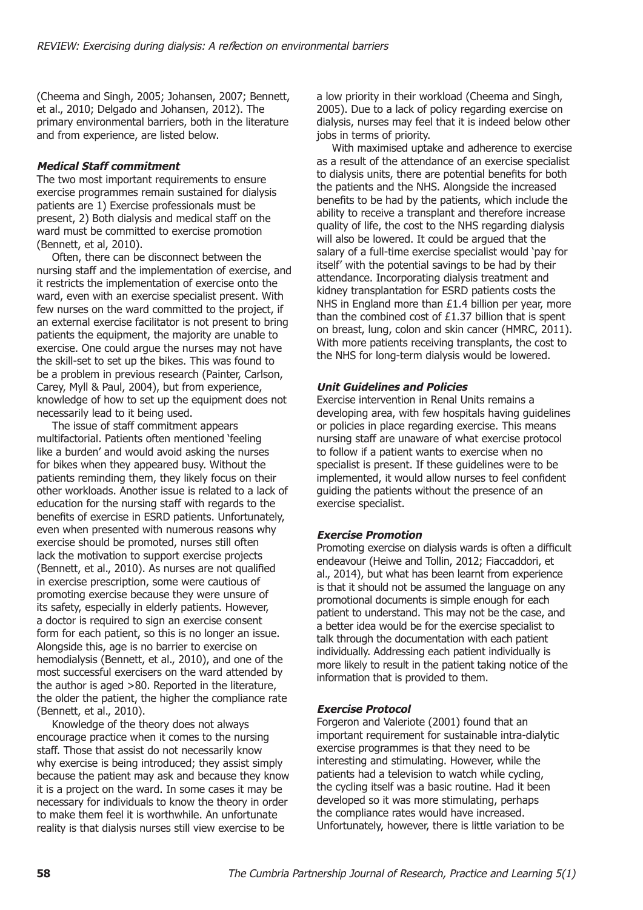(Cheema and Singh, 2005; Johansen, 2007; Bennett, et al., 2010; Delgado and Johansen, 2012). The primary environmental barriers, both in the literature and from experience, are listed below.

#### *Medical Staff commitment*

The two most important requirements to ensure exercise programmes remain sustained for dialysis patients are 1) Exercise professionals must be present, 2) Both dialysis and medical staff on the ward must be committed to exercise promotion (Bennett, et al, 2010).

Often, there can be disconnect between the nursing staff and the implementation of exercise, and it restricts the implementation of exercise onto the ward, even with an exercise specialist present. With few nurses on the ward committed to the project, if an external exercise facilitator is not present to bring patients the equipment, the majority are unable to exercise. One could argue the nurses may not have the skill-set to set up the bikes. This was found to be a problem in previous research (Painter, Carlson, Carey, Myll & Paul, 2004), but from experience, knowledge of how to set up the equipment does not necessarily lead to it being used.

The issue of staff commitment appears multifactorial. Patients often mentioned 'feeling like a burden' and would avoid asking the nurses for bikes when they appeared busy. Without the patients reminding them, they likely focus on their other workloads. Another issue is related to a lack of education for the nursing staff with regards to the benefits of exercise in ESRD patients. Unfortunately, even when presented with numerous reasons why exercise should be promoted, nurses still often lack the motivation to support exercise projects (Bennett, et al., 2010). As nurses are not qualified in exercise prescription, some were cautious of promoting exercise because they were unsure of its safety, especially in elderly patients. However, a doctor is required to sign an exercise consent form for each patient, so this is no longer an issue. Alongside this, age is no barrier to exercise on hemodialysis (Bennett, et al., 2010), and one of the most successful exercisers on the ward attended by the author is aged >80. Reported in the literature, the older the patient, the higher the compliance rate (Bennett, et al., 2010).

Knowledge of the theory does not always encourage practice when it comes to the nursing staff. Those that assist do not necessarily know why exercise is being introduced; they assist simply because the patient may ask and because they know it is a project on the ward. In some cases it may be necessary for individuals to know the theory in order to make them feel it is worthwhile. An unfortunate reality is that dialysis nurses still view exercise to be a low priority in their workload (Cheema and Singh, 2005). Due to a lack of policy regarding exercise on dialysis, nurses may feel that it is indeed below other jobs in terms of priority.

With maximised uptake and adherence to exercise as a result of the attendance of an exercise specialist to dialysis units, there are potential benefits for both the patients and the NHS. Alongside the increased benefits to be had by the patients, which include the ability to receive a transplant and therefore increase quality of life, the cost to the NHS regarding dialysis will also be lowered. It could be argued that the salary of a full-time exercise specialist would 'pay for itself' with the potential savings to be had by their attendance. Incorporating dialysis treatment and kidney transplantation for ESRD patients costs the NHS in England more than £1.4 billion per year, more than the combined cost of £1.37 billion that is spent on breast, lung, colon and skin cancer (HMRC, 2011). With more patients receiving transplants, the cost to the NHS for long-term dialysis would be lowered.

#### *Unit Guidelines and Policies*

Exercise intervention in Renal Units remains a developing area, with few hospitals having guidelines or policies in place regarding exercise. This means nursing staff are unaware of what exercise protocol to follow if a patient wants to exercise when no specialist is present. If these guidelines were to be implemented, it would allow nurses to feel confident guiding the patients without the presence of an exercise specialist.

#### *Exercise Promotion*

Promoting exercise on dialysis wards is often a difficult endeavour (Heiwe and Tollin, 2012; Fiaccaddori, et al., 2014), but what has been learnt from experience is that it should not be assumed the language on any promotional documents is simple enough for each patient to understand. This may not be the case, and a better idea would be for the exercise specialist to talk through the documentation with each patient individually. Addressing each patient individually is more likely to result in the patient taking notice of the information that is provided to them.

#### *Exercise Protocol*

Forgeron and Valeriote (2001) found that an important requirement for sustainable intra-dialytic exercise programmes is that they need to be interesting and stimulating. However, while the patients had a television to watch while cycling, the cycling itself was a basic routine. Had it been developed so it was more stimulating, perhaps the compliance rates would have increased. Unfortunately, however, there is little variation to be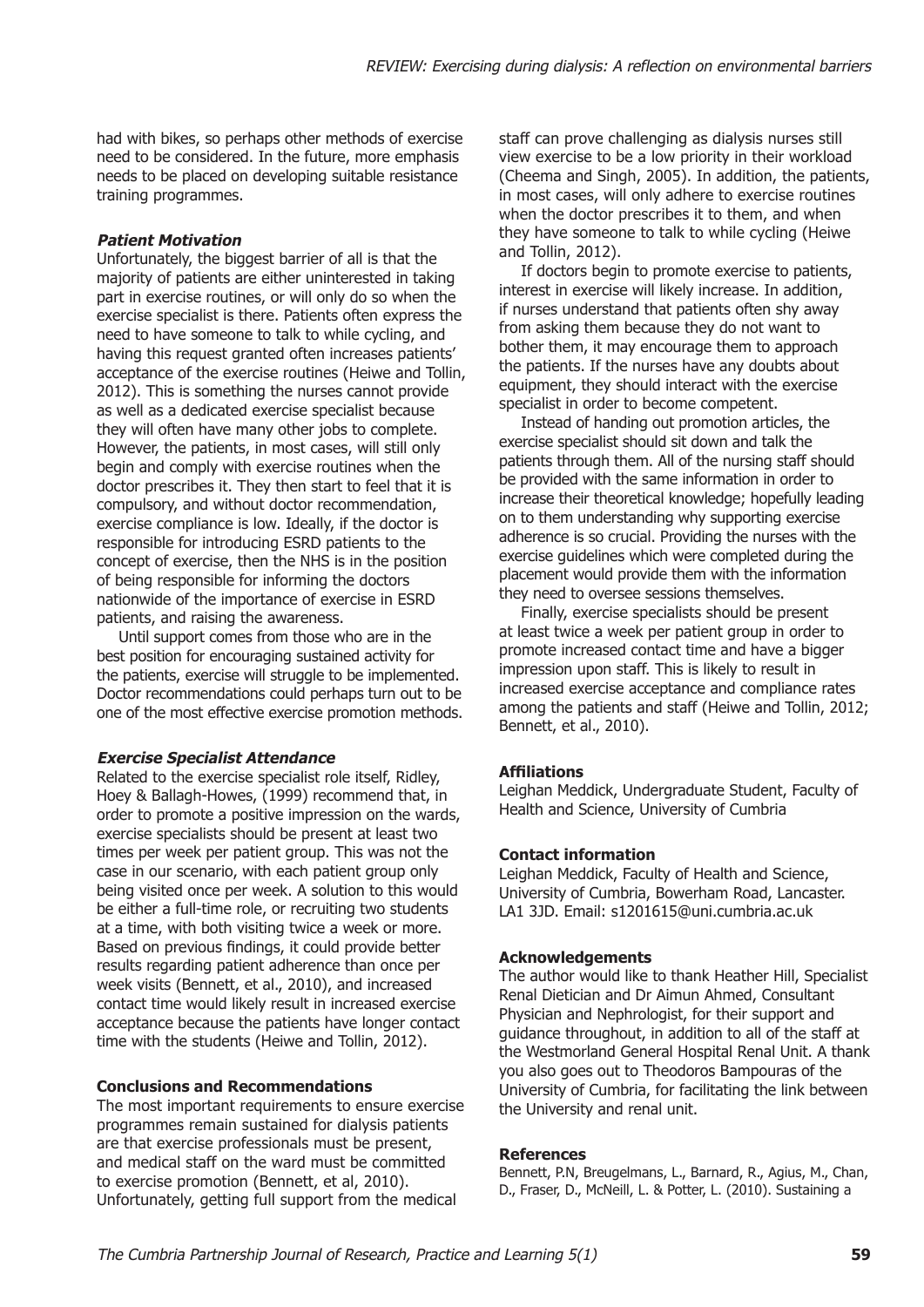had with bikes, so perhaps other methods of exercise need to be considered. In the future, more emphasis needs to be placed on developing suitable resistance training programmes.

***Patient Motivation***

Unfortunately, the biggest barrier of all is that the majority of patients are either uninterested in taking part in exercise routines, or will only do so when the exercise specialist is there. Patients often express the need to have someone to talk to while cycling, and having this request granted often increases patients' acceptance of the exercise routines (Heiwe and Tollin, 2012). This is something the nurses cannot provide as well as a dedicated exercise specialist because they will often have many other jobs to complete. However, the patients, in most cases, will still only begin and comply with exercise routines when the doctor prescribes it. They then start to feel that it is compulsory, and without doctor recommendation, exercise compliance is low. Ideally, if the doctor is responsible for introducing ESRD patients to the concept of exercise, then the NHS is in the position of being responsible for informing the doctors nationwide of the importance of exercise in ESRD patients, and raising the awareness.

Until support comes from those who are in the best position for encouraging sustained activity for the patients, exercise will struggle to be implemented. Doctor recommendations could perhaps turn out to be one of the most effective exercise promotion methods.

***Exercise Specialist Attendance***

Related to the exercise specialist role itself, Ridley, Hoey & Ballagh-Howes, (1999) recommend that, in order to promote a positive impression on the wards, exercise specialists should be present at least two times per week per patient group. This was not the case in our scenario, with each patient group only being visited once per week. A solution to this would be either a full-time role, or recruiting two students at a time, with both visiting twice a week or more. Based on previous findings, it could provide better results regarding patient adherence than once per week visits (Bennett, et al., 2010), and increased contact time would likely result in increased exercise acceptance because the patients have longer contact time with the students (Heiwe and Tollin, 2012).

**Conclusions and Recommendations**

The most important requirements to ensure exercise programmes remain sustained for dialysis patients are that exercise professionals must be present, and medical staff on the ward must be committed to exercise promotion (Bennett, et al, 2010). Unfortunately, getting full support from the medical staff can prove challenging as dialysis nurses still view exercise to be a low priority in their workload (Cheema and Singh, 2005). In addition, the patients, in most cases, will only adhere to exercise routines when the doctor prescribes it to them, and when they have someone to talk to while cycling (Heiwe and Tollin, 2012).

If doctors begin to promote exercise to patients, interest in exercise will likely increase. In addition, if nurses understand that patients often shy away from asking them because they do not want to bother them, it may encourage them to approach the patients. If the nurses have any doubts about equipment, they should interact with the exercise specialist in order to become competent.

Instead of handing out promotion articles, the exercise specialist should sit down and talk the patients through them. All of the nursing staff should be provided with the same information in order to increase their theoretical knowledge; hopefully leading on to them understanding why supporting exercise adherence is so crucial. Providing the nurses with the exercise guidelines which were completed during the placement would provide them with the information they need to oversee sessions themselves.

Finally, exercise specialists should be present at least twice a week per patient group in order to promote increased contact time and have a bigger impression upon staff. This is likely to result in increased exercise acceptance and compliance rates among the patients and staff (Heiwe and Tollin, 2012; Bennett, et al., 2010).

**Affiliations**

Leighan Meddick, Undergraduate Student, Faculty of Health and Science, University of Cumbria

**Contact information**

Leighan Meddick, Faculty of Health and Science, University of Cumbria, Bowerham Road, Lancaster. LA1 3JD. Email: s1201615@uni.cumbria.ac.uk

**Acknowledgements**

The author would like to thank Heather Hill, Specialist Renal Dietician and Dr Aimun Ahmed, Consultant Physician and Nephrologist, for their support and guidance throughout, in addition to all of the staff at the Westmorland General Hospital Renal Unit. A thank you also goes out to Theodoros Bampouras of the University of Cumbria, for facilitating the link between the University and renal unit.

**References**

Bennett, P.N, Breugelmans, L., Barnard, R., Agius, M., Chan, D., Fraser, D., McNeill, L. & Potter, L. (2010). Sustaining a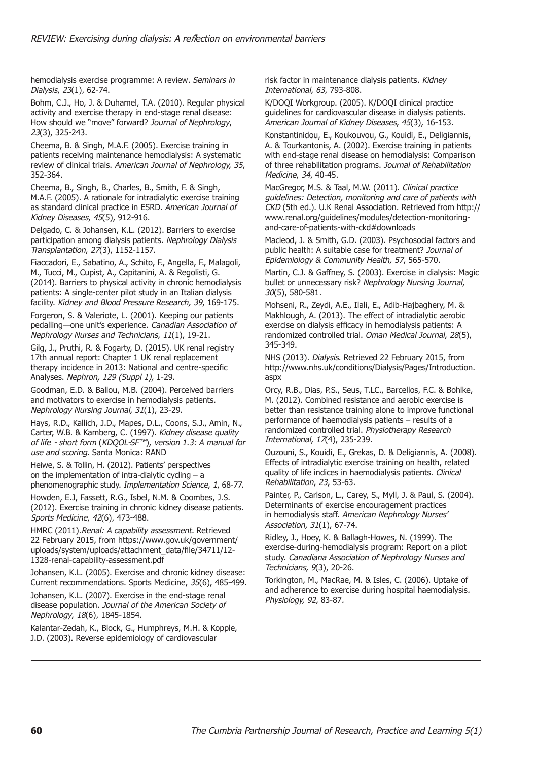hemodialysis exercise programme: A review. *Seminars in Dialysis*, *23*(1), 62-74.

Bohm, C.J., Ho, J. & Duhamel, T.A. (2010). Regular physical activity and exercise therapy in end-stage renal disease: How should we "move" forward? *Journal of Nephrology*, *23*(3), 325-243.

Cheema, B. & Singh, M.A.F. (2005). Exercise training in patients receiving maintenance hemodialysis: A systematic review of clinical trials. *American Journal of Nephrology, 35*, 352-364.

Cheema, B., Singh, B., Charles, B., Smith, F. & Singh, M.A.F. (2005). A rationale for intradialytic exercise training as standard clinical practice in ESRD. *American Journal of Kidney Diseases*, *45*(5), 912-916.

Delgado, C. & Johansen, K.L. (2012). Barriers to exercise participation among dialysis patients. *Nephrology Dialysis Transplantation*, *27*(3), 1152-1157.

Fiaccadori, E., Sabatino, A., Schito, F., Angella, F., Malagoli, M., Tucci, M., Cupist, A., Capitanini, A. & Regolisti, G. (2014). Barriers to physical activity in chronic hemodialysis patients: A single-center pilot study in an Italian dialysis facility. *Kidney and Blood Pressure Research, 39*, 169-175.

Forgeron, S. & Valeriote, L. (2001). Keeping our patients pedalling—one unit's experience. *Canadian Association of Nephrology Nurses and Technicians*, *11*(1), 19-21.

Gilg, J., Pruthi, R. & Fogarty, D. (2015). UK renal registry 17th annual report: Chapter 1 UK renal replacement therapy incidence in 2013: National and centre-specific Analyses. *Nephron, 129 (Suppl 1),* 1-29.

Goodman, E.D. & Ballou, M.B. (2004). Perceived barriers and motivators to exercise in hemodialysis patients. *Nephrology Nursing Journal, 31*(1), 23-29.

Hays, R.D., Kallich, J.D., Mapes, D.L., Coons, S.J., Amin, N., Carter, W.B. & Kamberg, C. (1997). *Kidney disease quality of life - short form* (*KDQOL-SF™*)*, version 1.3: A manual for use and scoring*. Santa Monica: RAND

Heiwe, S. & Tollin, H. (2012). Patients' perspectives on the implementation of intra-dialytic cycling – a phenomenographic study. *Implementation Science*, *1*, 68-77.

Howden, E.J, Fassett, R.G., Isbel, N.M. & Coombes, J.S. (2012). Exercise training in chronic kidney disease patients. *Sports Medicine*, *42*(6), 473-488.

HMRC (2011).*Renal: A capability assessment.* Retrieved 22 February 2015, from https://www.gov.uk/government/uploads/system/uploads/attachment_data/file/34711/12-1328-renal-capability-assessment.pdf

Johansen, K.L. (2005). Exercise and chronic kidney disease: Current recommendations. Sports Medicine, *35*(6), 485-499.

Johansen, K.L. (2007). Exercise in the end-stage renal disease population. *Journal of the American Society of Nephrology*, *18*(6), 1845-1854.

Kalantar-Zedah, K., Block, G., Humphreys, M.H. & Kopple, J.D. (2003). Reverse epidemiology of cardiovascular risk factor in maintenance dialysis patients. *Kidney International*, *63*, 793-808.

K/DOQI Workgroup. (2005). K/DOQI clinical practice guidelines for cardiovascular disease in dialysis patients. *American Journal of Kidney Diseases*, *45*(3), 16-153.

Konstantinidou, E., Koukouvou, G., Kouidi, E., Deligiannis, A. & Tourkantonis, A. (2002). Exercise training in patients with end-stage renal disease on hemodialysis: Comparison of three rehabilitation programs. *Journal of Rehabilitation Medicine*, *34*, 40-45.

MacGregor, M.S. & Taal, M.W. (2011). *Clinical practice guidelines: Detection, monitoring and care of patients with CKD* (5th ed.). U.K Renal Association. Retrieved from http://www.renal.org/guidelines/modules/detection-monitoring-and-care-of-patients-with-ckd#downloads

Macleod, J. & Smith, G.D. (2003). Psychosocial factors and public health: A suitable case for treatment? *Journal of Epidemiology & Community Health, 57*, 565-570.

Martin, C.J. & Gaffney, S. (2003). Exercise in dialysis: Magic bullet or unnecessary risk? *Nephrology Nursing Journal*, *30*(5), 580-581.

Mohseni, R., Zeydi, A.E., Ilali, E., Adib-Hajbaghery, M. & Makhlough, A. (2013). The effect of intradialytic aerobic exercise on dialysis efficacy in hemodialysis patients: A randomized controlled trial. *Oman Medical Journal*, *28*(5), 345-349.

NHS (2013). *Dialysis*. Retrieved 22 February 2015, from http://www.nhs.uk/conditions/Dialysis/Pages/Introduction.aspx

Orcy, R.B., Dias, P.S., Seus, T.LC., Barcellos, F.C. & Bohlke, M. (2012). Combined resistance and aerobic exercise is better than resistance training alone to improve functional performance of haemodialysis patients – results of a randomized controlled trial. *Physiotherapy Research International*, *17*(4), 235-239.

Ouzouni, S., Kouidi, E., Grekas, D. & Deligiannis, A. (2008). Effects of intradialytic exercise training on health, related quality of life indices in haemodialysis patients. *Clinical Rehabilitation*, *23*, 53-63.

Painter, P., Carlson, L., Carey, S., Myll, J. & Paul, S. (2004). Determinants of exercise encouragement practices in hemodialysis staff. *American Nephrology Nurses' Association, 31*(1), 67-74.

Ridley, J., Hoey, K. & Ballagh-Howes, N. (1999). The exercise-during-hemodialysis program: Report on a pilot study. *Canadiana Association of Nephrology Nurses and Technicians, 9*(3), 20-26.

Torkington, M., MacRae, M. & Isles, C. (2006). Uptake of and adherence to exercise during hospital haemodialysis. *Physiology, 92,* 83-87.